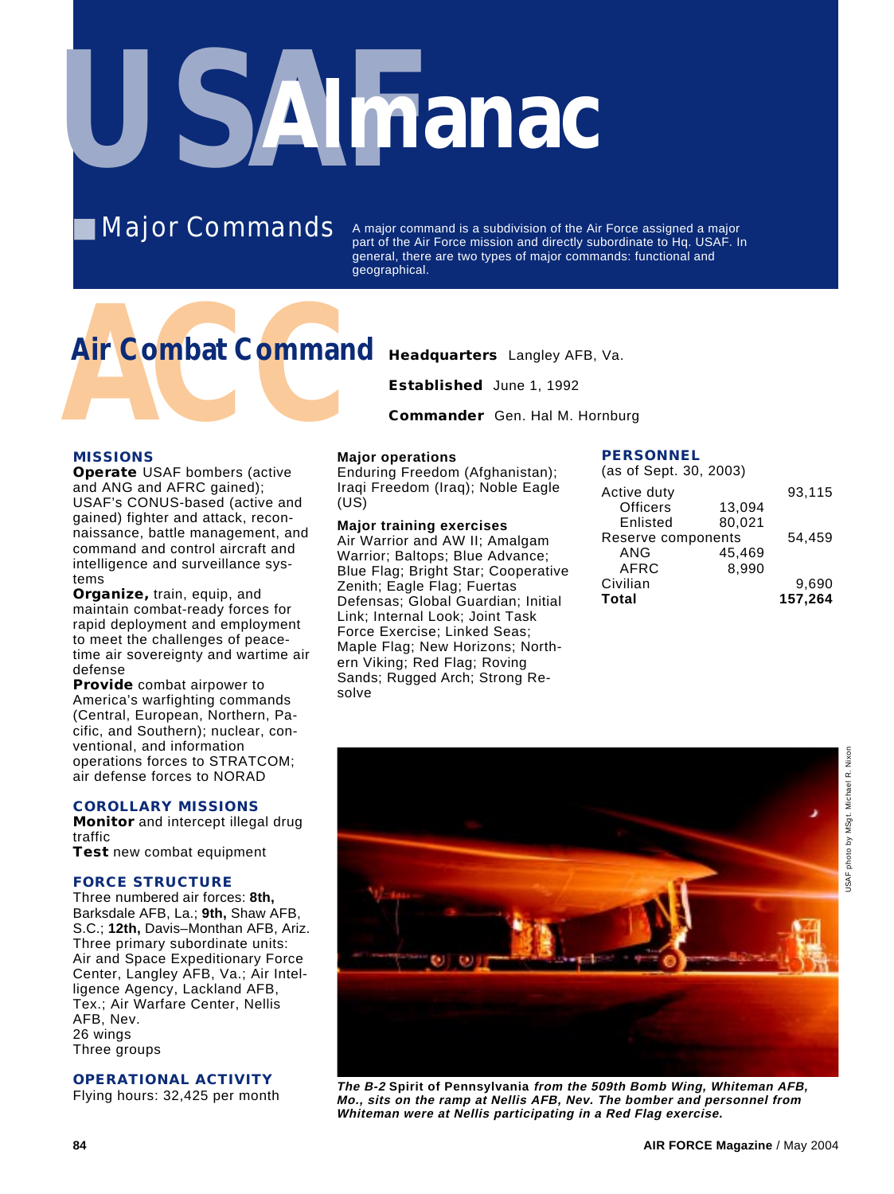# USAF Almanac

## Major Commands

A major command is a subdivision of the Air Force assigned a major part of the Air Force mission and directly subordinate to Hq. USAF. In general, there are two types of major commands: functional and geographical.

## Air Combat Command

**Headquarters** Langley AFB, Va.

**Established** June 1, 1992

**Commander** Gen. Hal M. Hornburg

### MISSIONS

**Operate** USAF bombers (active and ANG and AFRC gained); USAF's CONUS-based (active and gained) fighter and attack, reconnaissance, battle management, and command and control aircraft and intelligence and surveillance systems

**Organize,** train, equip, and maintain combat-ready forces for rapid deployment and employment to meet the challenges of peacetime air sovereignty and wartime air defense

**Provide** combat airpower to America's warfighting commands (Central, European, Northern, Pacific, and Southern); nuclear, conventional, and information operations forces to STRATCOM; air defense forces to NORAD

### COROLLARY MISSIONS

**Monitor** and intercept illegal drug traffic

**Test** new combat equipment

### FORCE STRUCTURE

Three numbered air forces: **8th,** Barksdale AFB, La.; **9th,** Shaw AFB, S.C.; **12th,** Davis–Monthan AFB, Ariz.

Three primary subordinate units: Air and Space Expeditionary Force Center, Langley AFB, Va.; Air Intelligence Agency, Lackland AFB, Tex.; Air Warfare Center, Nellis AFB, Nev.

26 wings

Three groups

### OPERATIONAL ACTIVITY

Flying hours: 32,425 per month

**Major operations**

Enduring Freedom (Afghanistan); Iraqi Freedom (Iraq); Noble Eagle (US)

**Major training exercises**

Air Warrior and AW II; Amalgam Warrior; Baltops; Blue Advance; Blue Flag; Bright Star; Cooperative Zenith; Eagle Flag; Fuertas Defensas; Global Guardian; Initial Link; Internal Look; Joint Task Force Exercise; Linked Seas; Maple Flag; New Horizons; Northern Viking; Red Flag; Roving Sands; Rugged Arch; Strong Resolve

### PERSONNEL

(as of Sept. 30, 2003)

| | | |
|---|---|---|
| Active duty | | 93,115 |
| Officers | 13,094 | |
| Enlisted | 80,021 | |
| Reserve components | | 54,459 |
| ANG | 45,469 | |
| AFRC | 8,990 | |
| Civilian | | 9,690 |
| **Total** | | **157,264** |

USAF photo by MSgt. Michael R. Nixon

*The B-2* **Spirit of Pennsylvania** *from the 509th Bomb Wing, Whiteman AFB, Mo., sits on the ramp at Nellis AFB, Nev. The bomber and personnel from Whiteman were at Nellis participating in a Red Flag exercise.*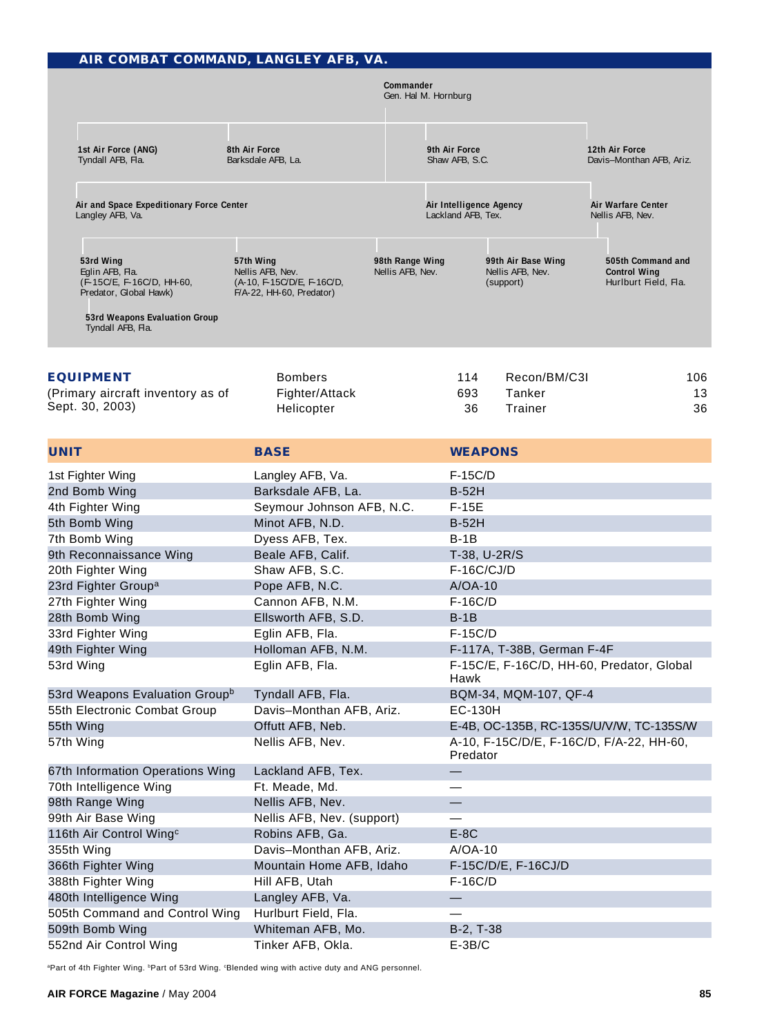## AIR COMBAT COMMAND, LANGLEY AFB, VA.

**Commander**
Gen. Hal M. Hornburg

**1st Air Force (ANG)**
Tyndall AFB, Fla.

**8th Air Force**
Barksdale AFB, La.

**9th Air Force**
Shaw AFB, S.C.

**12th Air Force**
Davis–Monthan AFB, Ariz.

**Air and Space Expeditionary Force Center**
Langley AFB, Va.

**Air Intelligence Agency**
Lackland AFB, Tex.

**Air Warfare Center**
Nellis AFB, Nev.

**53rd Wing**
Eglin AFB, Fla.
(F-15C/E, F-16C/D, HH-60, Predator, Global Hawk)

**53rd Weapons Evaluation Group**
Tyndall AFB, Fla.

**57th Wing**
Nellis AFB, Nev.
(A-10, F-15C/D/E, F-16C/D, F/A-22, HH-60, Predator)

**98th Range Wing**
Nellis AFB, Nev.

**99th Air Base Wing**
Nellis AFB, Nev.
(support)

**505th Command and Control Wing**
Hurlburt Field, Fla.

### EQUIPMENT

(Primary aircraft inventory as of Sept. 30, 2003)

| | | | |
|---|---|---|---|
| Bombers | 114 | Recon/BM/C3I | 106 |
| Fighter/Attack | 693 | Tanker | 13 |
| Helicopter | 36 | Trainer | 36 |

| UNIT | BASE | WEAPONS |
|---|---|---|
| 1st Fighter Wing | Langley AFB, Va. | F-15C/D |
| 2nd Bomb Wing | Barksdale AFB, La. | B-52H |
| 4th Fighter Wing | Seymour Johnson AFB, N.C. | F-15E |
| 5th Bomb Wing | Minot AFB, N.D. | B-52H |
| 7th Bomb Wing | Dyess AFB, Tex. | B-1B |
| 9th Reconnaissance Wing | Beale AFB, Calif. | T-38, U-2R/S |
| 20th Fighter Wing | Shaw AFB, S.C. | F-16C/CJ/D |
| 23rd Fighter Group[a] | Pope AFB, N.C. | A/OA-10 |
| 27th Fighter Wing | Cannon AFB, N.M. | F-16C/D |
| 28th Bomb Wing | Ellsworth AFB, S.D. | B-1B |
| 33rd Fighter Wing | Eglin AFB, Fla. | F-15C/D |
| 49th Fighter Wing | Holloman AFB, N.M. | F-117A, T-38B, German F-4F |
| 53rd Wing | Eglin AFB, Fla. | F-15C/E, F-16C/D, HH-60, Predator, Global Hawk |
| 53rd Weapons Evaluation Group[b] | Tyndall AFB, Fla. | BQM-34, MQM-107, QF-4 |
| 55th Electronic Combat Group | Davis–Monthan AFB, Ariz. | EC-130H |
| 55th Wing | Offutt AFB, Neb. | E-4B, OC-135B, RC-135S/U/V/W, TC-135S/W |
| 57th Wing | Nellis AFB, Nev. | A-10, F-15C/D/E, F-16C/D, F/A-22, HH-60, Predator |
| 67th Information Operations Wing | Lackland AFB, Tex. | — |
| 70th Intelligence Wing | Ft. Meade, Md. | — |
| 98th Range Wing | Nellis AFB, Nev. | — |
| 99th Air Base Wing | Nellis AFB, Nev. (support) | — |
| 116th Air Control Wing[c] | Robins AFB, Ga. | E-8C |
| 355th Wing | Davis–Monthan AFB, Ariz. | A/OA-10 |
| 366th Fighter Wing | Mountain Home AFB, Idaho | F-15C/D/E, F-16CJ/D |
| 388th Fighter Wing | Hill AFB, Utah | F-16C/D |
| 480th Intelligence Wing | Langley AFB, Va. | — |
| 505th Command and Control Wing | Hurlburt Field, Fla. | — |
| 509th Bomb Wing | Whiteman AFB, Mo. | B-2, T-38 |
| 552nd Air Control Wing | Tinker AFB, Okla. | E-3B/C |

[a]Part of 4th Fighter Wing. [b]Part of 53rd Wing. [c]Blended wing with active duty and ANG personnel.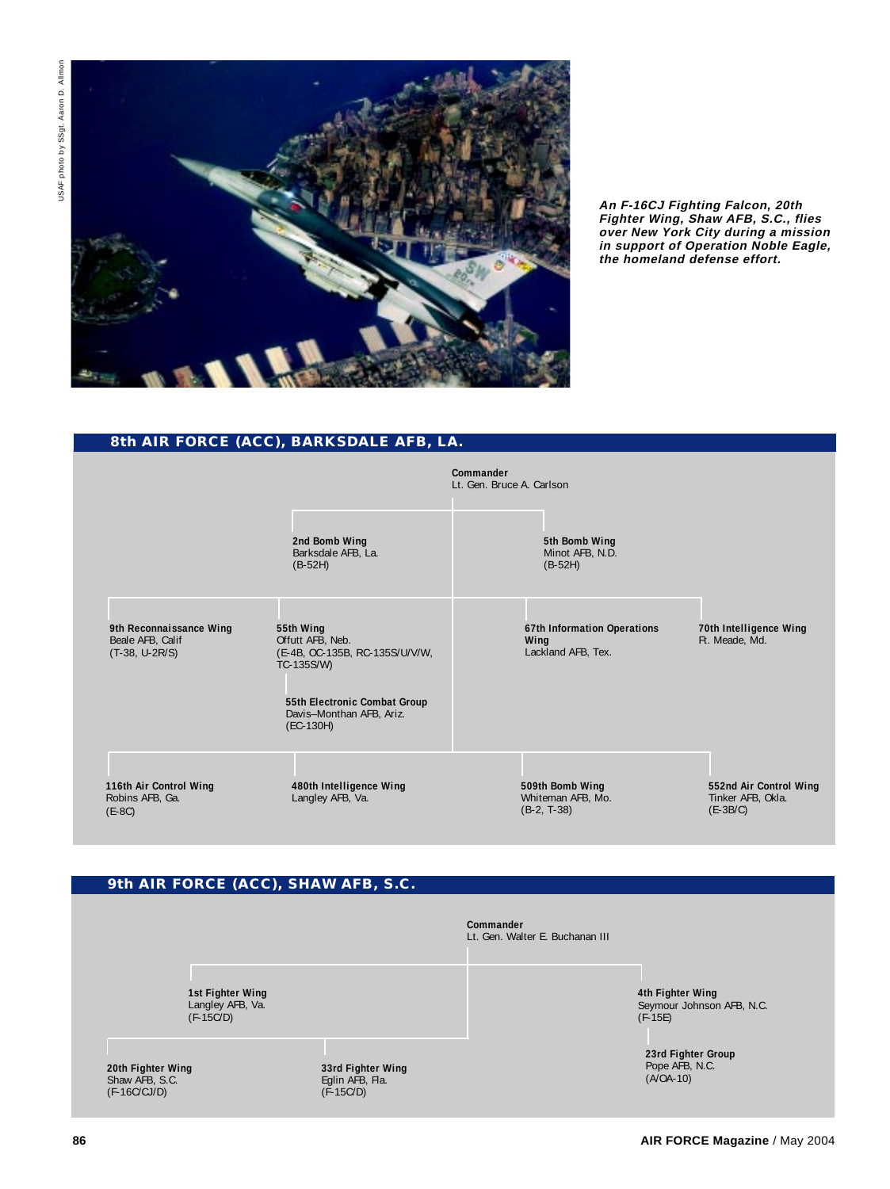USAF photo by SSgt. Aaron D. Allmon

***An F-16CJ Fighting Falcon, 20th Fighter Wing, Shaw AFB, S.C., flies over New York City during a mission in support of Operation Noble Eagle, the homeland defense effort.***

## 8th AIR FORCE (ACC), BARKSDALE AFB, LA.

**Commander**
Lt. Gen. Bruce A. Carlson

**2nd Bomb Wing**
Barksdale AFB, La.
(B-52H)

**5th Bomb Wing**
Minot AFB, N.D.
(B-52H)

**9th Reconnaissance Wing**
Beale AFB, Calif
(T-38, U-2R/S)

**55th Wing**
Offutt AFB, Neb.
(E-4B, OC-135B, RC-135S/U/V/W, TC-135S/W)

- **55th Electronic Combat Group**
  Davis–Monthan AFB, Ariz.
  (EC-130H)

**67th Information Operations Wing**
Lackland AFB, Tex.

**70th Intelligence Wing**
Ft. Meade, Md.

**116th Air Control Wing**
Robins AFB, Ga.
(E-8C)

**480th Intelligence Wing**
Langley AFB, Va.

**509th Bomb Wing**
Whiteman AFB, Mo.
(B-2, T-38)

**552nd Air Control Wing**
Tinker AFB, Okla.
(E-3B/C)

## 9th AIR FORCE (ACC), SHAW AFB, S.C.

**Commander**
Lt. Gen. Walter E. Buchanan III

**1st Fighter Wing**
Langley AFB, Va.
(F-15C/D)

**4th Fighter Wing**
Seymour Johnson AFB, N.C.
(F-15E)

- **23rd Fighter Group**
  Pope AFB, N.C.
  (A/OA-10)

**20th Fighter Wing**
Shaw AFB, S.C.
(F-16C/CJ/D)

**33rd Fighter Wing**
Eglin AFB, Fla.
(F-15C/D)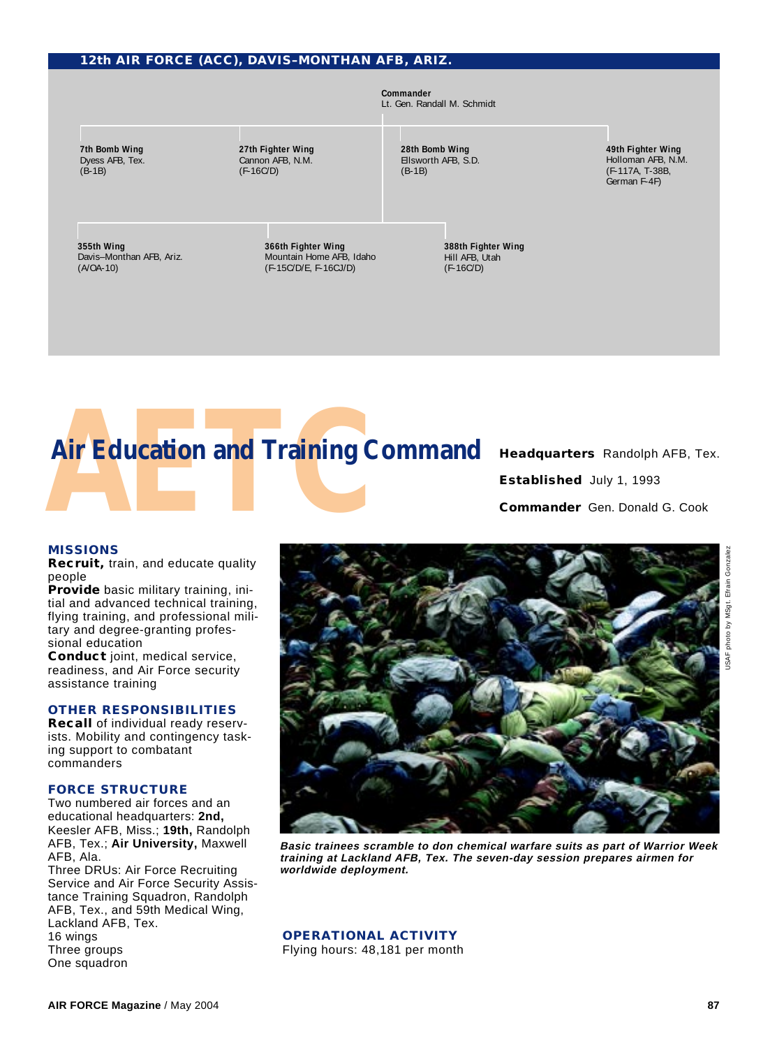## 12th AIR FORCE (ACC), DAVIS–MONTHAN AFB, ARIZ.

**Commander**
Lt. Gen. Randall M. Schmidt

**7th Bomb Wing**
Dyess AFB, Tex.
(B-1B)

**27th Fighter Wing**
Cannon AFB, N.M.
(F-16C/D)

**28th Bomb Wing**
Ellsworth AFB, S.D.
(B-1B)

**49th Fighter Wing**
Holloman AFB, N.M.
(F-117A, T-38B, German F-4F)

**355th Wing**
Davis–Monthan AFB, Ariz.
(A/OA-10)

**366th Fighter Wing**
Mountain Home AFB, Idaho
(F-15C/D/E, F-16CJ/D)

**388th Fighter Wing**
Hill AFB, Utah
(F-16C/D)

# Air Education and Training Command

**Headquarters** Randolph AFB, Tex.

**Established** July 1, 1993

**Commander** Gen. Donald G. Cook

### MISSIONS

**Recruit,** train, and educate quality people

**Provide** basic military training, initial and advanced technical training, flying training, and professional military and degree-granting professional education

**Conduct** joint, medical service, readiness, and Air Force security assistance training

### OTHER RESPONSIBILITIES

**Recall** of individual ready reservists. Mobility and contingency tasking support to combatant commanders

### FORCE STRUCTURE

Two numbered air forces and an educational headquarters: **2nd,** Keesler AFB, Miss.; **19th,** Randolph AFB, Tex.; **Air University,** Maxwell AFB, Ala.

Three DRUs: Air Force Recruiting Service and Air Force Security Assistance Training Squadron, Randolph AFB, Tex., and 59th Medical Wing, Lackland AFB, Tex.

16 wings

Three groups

One squadron

USAF photo by MSgt. Efrain Gonzalez

***Basic trainees scramble to don chemical warfare suits as part of Warrior Week training at Lackland AFB, Tex. The seven-day session prepares airmen for worldwide deployment.***

### OPERATIONAL ACTIVITY

Flying hours: 48,181 per month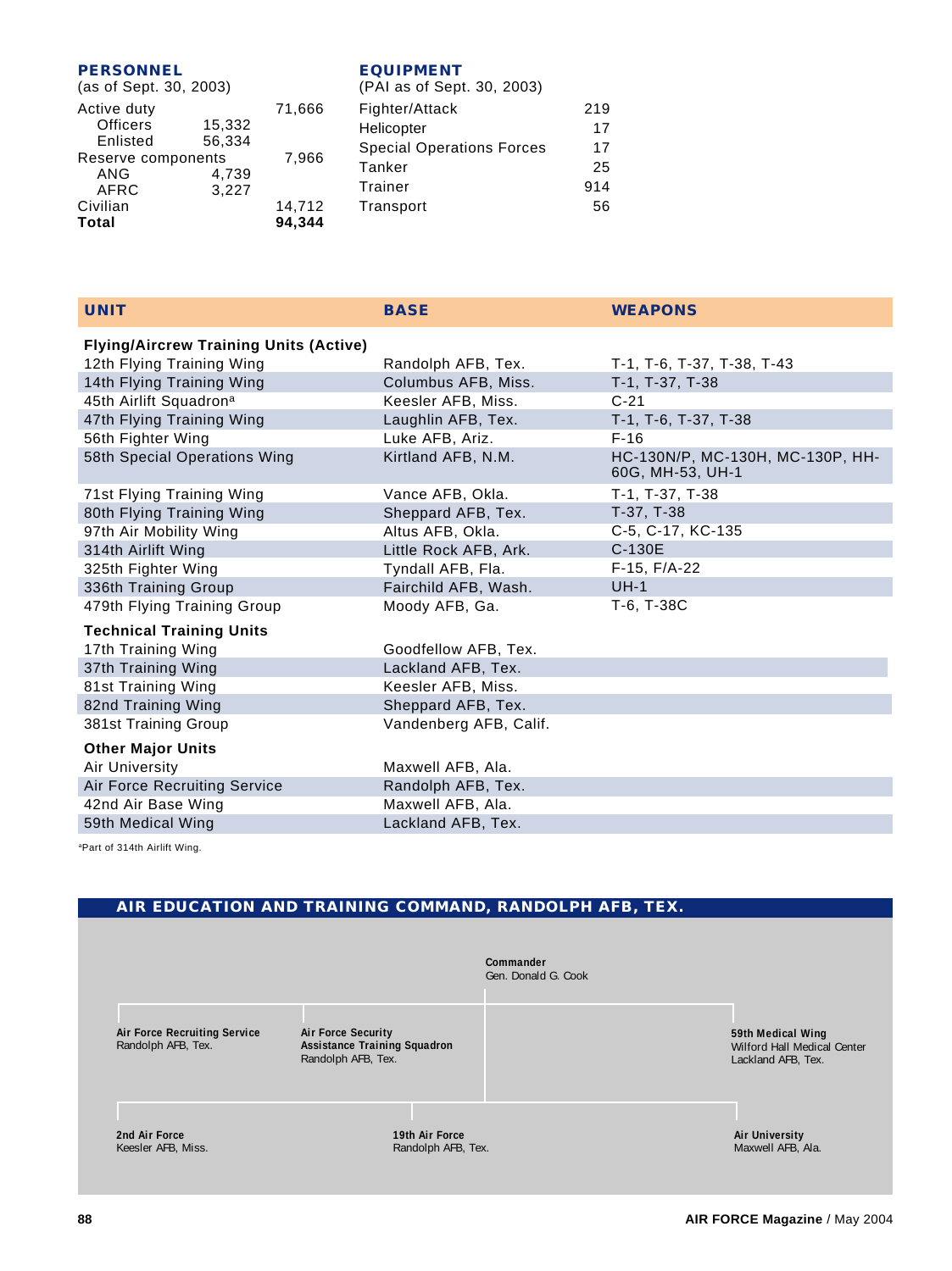**PERSONNEL**
(as of Sept. 30, 2003)

| | | |
|---|---|---|
| Active duty | | 71,666 |
| Officers | 15,332 | |
| Enlisted | 56,334 | |
| Reserve components | | 7,966 |
| ANG | 4,739 | |
| AFRC | 3,227 | |
| Civilian | | 14,712 |
| **Total** | | **94,344** |

**EQUIPMENT**
(PAI as of Sept. 30, 2003)

| | |
|---|---|
| Fighter/Attack | 219 |
| Helicopter | 17 |
| Special Operations Forces | 17 |
| Tanker | 25 |
| Trainer | 914 |
| Transport | 56 |

| UNIT | BASE | WEAPONS |
|---|---|---|
| **Flying/Aircrew Training Units (Active)** | | |
| 12th Flying Training Wing | Randolph AFB, Tex. | T-1, T-6, T-37, T-38, T-43 |
| 14th Flying Training Wing | Columbus AFB, Miss. | T-1, T-37, T-38 |
| 45th Airlift Squadron[a] | Keesler AFB, Miss. | C-21 |
| 47th Flying Training Wing | Laughlin AFB, Tex. | T-1, T-6, T-37, T-38 |
| 56th Fighter Wing | Luke AFB, Ariz. | F-16 |
| 58th Special Operations Wing | Kirtland AFB, N.M. | HC-130N/P, MC-130H, MC-130P, HH-60G, MH-53, UH-1 |
| 71st Flying Training Wing | Vance AFB, Okla. | T-1, T-37, T-38 |
| 80th Flying Training Wing | Sheppard AFB, Tex. | T-37, T-38 |
| 97th Air Mobility Wing | Altus AFB, Okla. | C-5, C-17, KC-135 |
| 314th Airlift Wing | Little Rock AFB, Ark. | C-130E |
| 325th Fighter Wing | Tyndall AFB, Fla. | F-15, F/A-22 |
| 336th Training Group | Fairchild AFB, Wash. | UH-1 |
| 479th Flying Training Group | Moody AFB, Ga. | T-6, T-38C |
| **Technical Training Units** | | |
| 17th Training Wing | Goodfellow AFB, Tex. | |
| 37th Training Wing | Lackland AFB, Tex. | |
| 81st Training Wing | Keesler AFB, Miss. | |
| 82nd Training Wing | Sheppard AFB, Tex. | |
| 381st Training Group | Vandenberg AFB, Calif. | |
| **Other Major Units** | | |
| Air University | Maxwell AFB, Ala. | |
| Air Force Recruiting Service | Randolph AFB, Tex. | |
| 42nd Air Base Wing | Maxwell AFB, Ala. | |
| 59th Medical Wing | Lackland AFB, Tex. | |

[a]Part of 314th Airlift Wing.

## AIR EDUCATION AND TRAINING COMMAND, RANDOLPH AFB, TEX.

**Commander**
Gen. Donald G. Cook

- **Air Force Recruiting Service** — Randolph AFB, Tex.
- **Air Force Security Assistance Training Squadron** — Randolph AFB, Tex.
- **59th Medical Wing** — Wilford Hall Medical Center, Lackland AFB, Tex.
- **2nd Air Force** — Keesler AFB, Miss.
- **19th Air Force** — Randolph AFB, Tex.
- **Air University** — Maxwell AFB, Ala.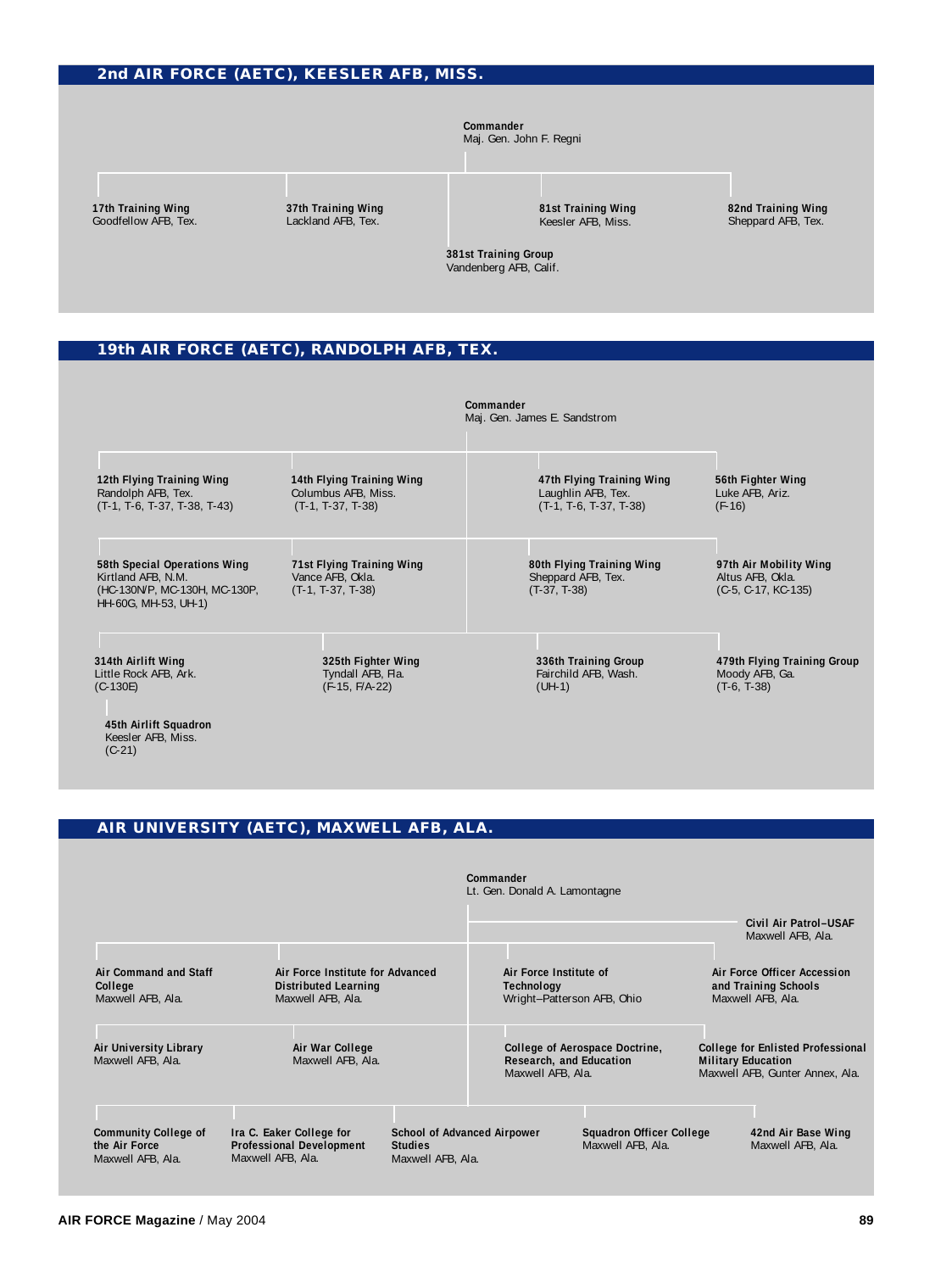## 2nd AIR FORCE (AETC), KEESLER AFB, MISS.

**Commander**
Maj. Gen. John F. Regni

**17th Training Wing**
Goodfellow AFB, Tex.

**37th Training Wing**
Lackland AFB, Tex.

**81st Training Wing**
Keesler AFB, Miss.

**82nd Training Wing**
Sheppard AFB, Tex.

**381st Training Group**
Vandenberg AFB, Calif.

## 19th AIR FORCE (AETC), RANDOLPH AFB, TEX.

**Commander**
Maj. Gen. James E. Sandstrom

**12th Flying Training Wing**
Randolph AFB, Tex.
(T-1, T-6, T-37, T-38, T-43)

**14th Flying Training Wing**
Columbus AFB, Miss.
(T-1, T-37, T-38)

**47th Flying Training Wing**
Laughlin AFB, Tex.
(T-1, T-6, T-37, T-38)

**56th Fighter Wing**
Luke AFB, Ariz.
(F-16)

**58th Special Operations Wing**
Kirtland AFB, N.M.
(HC-130N/P, MC-130H, MC-130P, HH-60G, MH-53, UH-1)

**71st Flying Training Wing**
Vance AFB, Okla.
(T-1, T-37, T-38)

**80th Flying Training Wing**
Sheppard AFB, Tex.
(T-37, T-38)

**97th Air Mobility Wing**
Altus AFB, Okla.
(C-5, C-17, KC-135)

**314th Airlift Wing**
Little Rock AFB, Ark.
(C-130E)

- **45th Airlift Squadron**
  Keesler AFB, Miss.
  (C-21)

**325th Fighter Wing**
Tyndall AFB, Fla.
(F-15, F/A-22)

**336th Training Group**
Fairchild AFB, Wash.
(UH-1)

**479th Flying Training Group**
Moody AFB, Ga.
(T-6, T-38)

## AIR UNIVERSITY (AETC), MAXWELL AFB, ALA.

**Commander**
Lt. Gen. Donald A. Lamontagne

**Civil Air Patrol–USAF**
Maxwell AFB, Ala.

**Air Command and Staff College**
Maxwell AFB, Ala.

**Air Force Institute for Advanced Distributed Learning**
Maxwell AFB, Ala.

**Air Force Institute of Technology**
Wright–Patterson AFB, Ohio

**Air Force Officer Accession and Training Schools**
Maxwell AFB, Ala.

**Air University Library**
Maxwell AFB, Ala.

**Air War College**
Maxwell AFB, Ala.

**College of Aerospace Doctrine, Research, and Education**
Maxwell AFB, Ala.

**College for Enlisted Professional Military Education**
Maxwell AFB, Gunter Annex, Ala.

**Community College of the Air Force**
Maxwell AFB, Ala.

**Ira C. Eaker College for Professional Development**
Maxwell AFB, Ala.

**School of Advanced Airpower Studies**
Maxwell AFB, Ala.

**Squadron Officer College**
Maxwell AFB, Ala.

**42nd Air Base Wing**
Maxwell AFB, Ala.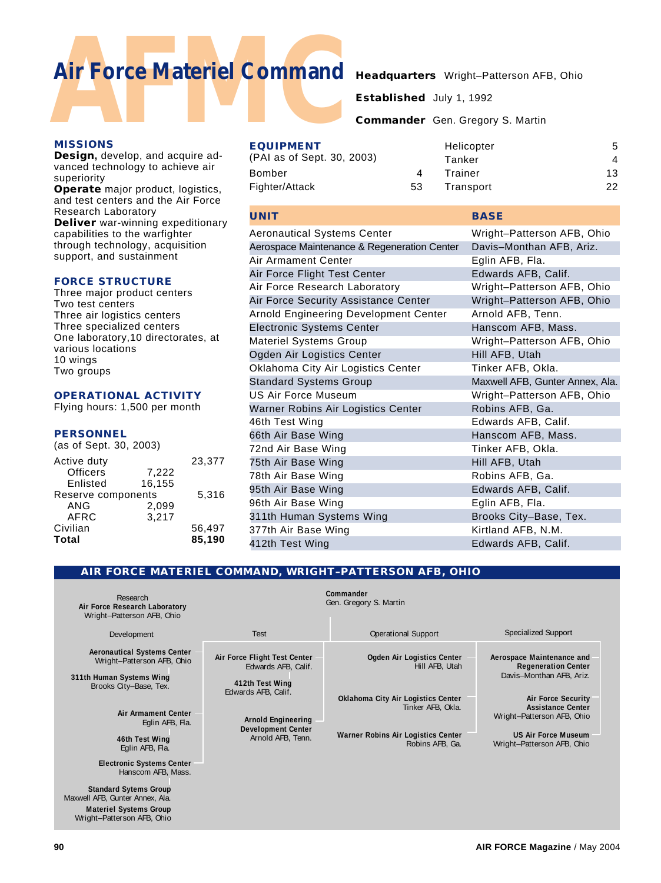# Air Force Materiel Command

**Headquarters** Wright–Patterson AFB, Ohio

**Established** July 1, 1992

**Commander** Gen. Gregory S. Martin

## MISSIONS

**Design**, develop, and acquire advanced technology to achieve air superiority

**Operate** major product, logistics, and test centers and the Air Force Research Laboratory

**Deliver** war-winning expeditionary capabilities to the warfighter through technology, acquisition support, and sustainment

## FORCE STRUCTURE

Three major product centers
Two test centers
Three air logistics centers
Three specialized centers
One laboratory,10 directorates, at various locations
10 wings
Two groups

## OPERATIONAL ACTIVITY

Flying hours: 1,500 per month

## PERSONNEL

(as of Sept. 30, 2003)

| | | |
|---|---|---|
| Active duty | | 23,377 |
| Officers | 7,222 | |
| Enlisted | 16,155 | |
| Reserve components | | 5,316 |
| ANG | 2,099 | |
| AFRC | 3,217 | |
| Civilian | | 56,497 |
| **Total** | | **85,190** |

## EQUIPMENT

(PAI as of Sept. 30, 2003)

| | |
|---|---|
| Bomber | 4 |
| Fighter/Attack | 53 |
| Helicopter | 5 |
| Tanker | 4 |
| Trainer | 13 |
| Transport | 22 |

| UNIT | BASE |
|---|---|
| Aeronautical Systems Center | Wright–Patterson AFB, Ohio |
| Aerospace Maintenance & Regeneration Center | Davis–Monthan AFB, Ariz. |
| Air Armament Center | Eglin AFB, Fla. |
| Air Force Flight Test Center | Edwards AFB, Calif. |
| Air Force Research Laboratory | Wright–Patterson AFB, Ohio |
| Air Force Security Assistance Center | Wright–Patterson AFB, Ohio |
| Arnold Engineering Development Center | Arnold AFB, Tenn. |
| Electronic Systems Center | Hanscom AFB, Mass. |
| Materiel Systems Group | Wright–Patterson AFB, Ohio |
| Ogden Air Logistics Center | Hill AFB, Utah |
| Oklahoma City Air Logistics Center | Tinker AFB, Okla. |
| Standard Systems Group | Maxwell AFB, Gunter Annex, Ala. |
| US Air Force Museum | Wright–Patterson AFB, Ohio |
| Warner Robins Air Logistics Center | Robins AFB, Ga. |
| 46th Test Wing | Edwards AFB, Calif. |
| 66th Air Base Wing | Hanscom AFB, Mass. |
| 72nd Air Base Wing | Tinker AFB, Okla. |
| 75th Air Base Wing | Hill AFB, Utah |
| 78th Air Base Wing | Robins AFB, Ga. |
| 95th Air Base Wing | Edwards AFB, Calif. |
| 96th Air Base Wing | Eglin AFB, Fla. |
| 311th Human Systems Wing | Brooks City–Base, Tex. |
| 377th Air Base Wing | Kirtland AFB, N.M. |
| 412th Test Wing | Edwards AFB, Calif. |

## AIR FORCE MATERIEL COMMAND, WRIGHT–PATTERSON AFB, OHIO

**Commander**
Gen. Gregory S. Martin

Research
- **Air Force Research Laboratory**, Wright–Patterson AFB, Ohio

Development
- **Aeronautical Systems Center**, Wright–Patterson AFB, Ohio
  - **311th Human Systems Wing**, Brooks City–Base, Tex.
- **Air Armament Center**, Eglin AFB, Fla.
  - **46th Test Wing**, Eglin AFB, Fla.
- **Electronic Systems Center**, Hanscom AFB, Mass.
  - **Standard Sytems Group**, Maxwell AFB, Gunter Annex, Ala.
  - **Materiel Systems Group**, Wright–Patterson AFB, Ohio

Test
- **Air Force Flight Test Center**, Edwards AFB, Calif.
  - **412th Test Wing**, Edwards AFB, Calif.
- **Arnold Engineering Development Center**, Arnold AFB, Tenn.

Operational Support
- **Ogden Air Logistics Center**, Hill AFB, Utah
- **Oklahoma City Air Logistics Center**, Tinker AFB, Okla.
- **Warner Robins Air Logistics Center**, Robins AFB, Ga.

Specialized Support
- **Aerospace Maintenance and Regeneration Center**, Davis–Monthan AFB, Ariz.
- **Air Force Security Assistance Center**, Wright–Patterson AFB, Ohio
- **US Air Force Museum**, Wright–Patterson AFB, Ohio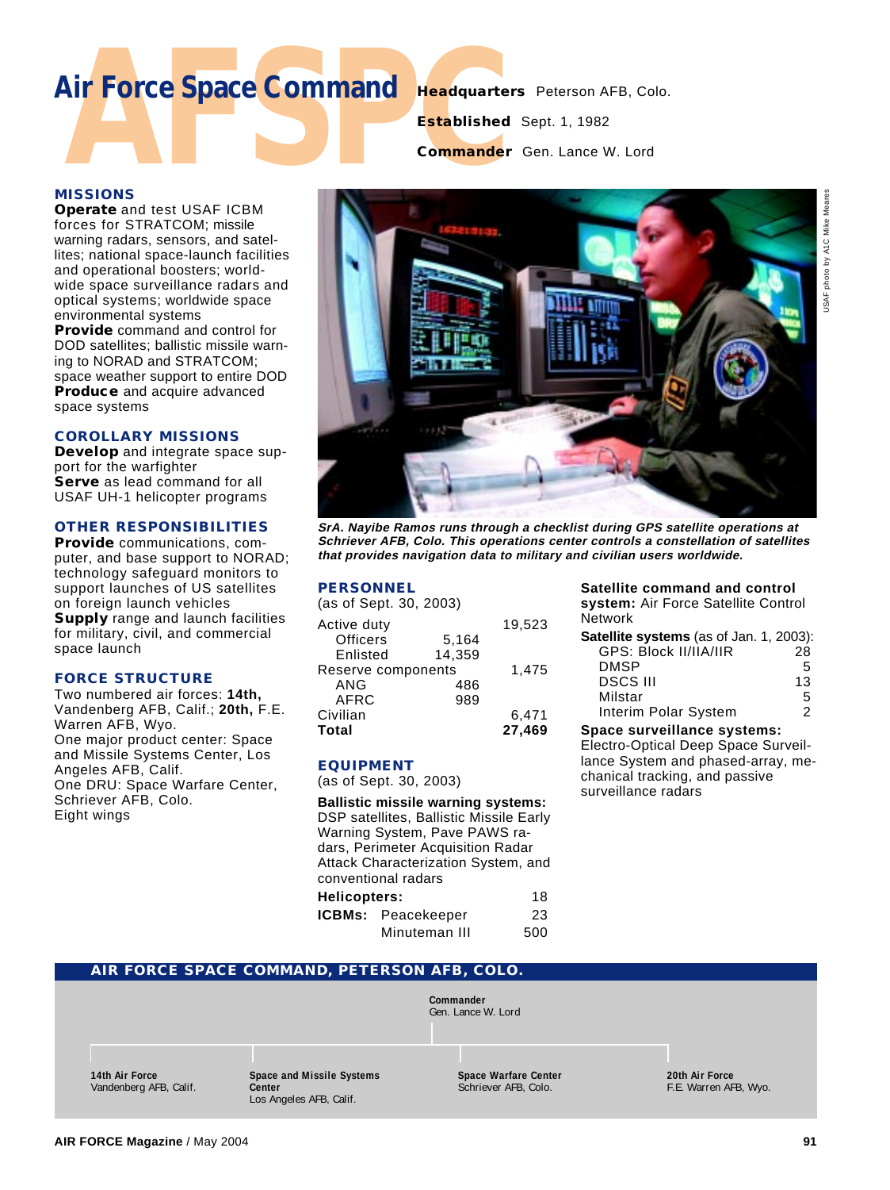# Air Force Space Command

**Headquarters** Peterson AFB, Colo.

**Established** Sept. 1, 1982

**Commander** Gen. Lance W. Lord

## MISSIONS

**Operate** and test USAF ICBM forces for STRATCOM; missile warning radars, sensors, and satellites; national space-launch facilities and operational boosters; worldwide space surveillance radars and optical systems; worldwide space environmental systems

**Provide** command and control for DOD satellites; ballistic missile warning to NORAD and STRATCOM; space weather support to entire DOD

**Produce** and acquire advanced space systems

## COROLLARY MISSIONS

**Develop** and integrate space support for the warfighter

**Serve** as lead command for all USAF UH-1 helicopter programs

## OTHER RESPONSIBILITIES

**Provide** communications, computer, and base support to NORAD; technology safeguard monitors to support launches of US satellites on foreign launch vehicles

**Supply** range and launch facilities for military, civil, and commercial space launch

## FORCE STRUCTURE

Two numbered air forces: **14th,** Vandenberg AFB, Calif.; **20th,** F.E. Warren AFB, Wyo.

One major product center: Space and Missile Systems Center, Los Angeles AFB, Calif.

One DRU: Space Warfare Center, Schriever AFB, Colo.

Eight wings

USAF photo by A1C Mike Meares

*SrA. Nayibe Ramos runs through a checklist during GPS satellite operations at Schriever AFB, Colo. This operations center controls a constellation of satellites that provides navigation data to military and civilian users worldwide.*

## PERSONNEL

(as of Sept. 30, 2003)

| | | |
|---|---|---|
| Active duty | | 19,523 |
| Officers | 5,164 | |
| Enlisted | 14,359 | |
| Reserve components | | 1,475 |
| ANG | 486 | |
| AFRC | 989 | |
| Civilian | | 6,471 |
| **Total** | | **27,469** |

## EQUIPMENT

(as of Sept. 30, 2003)

**Ballistic missile warning systems:** DSP satellites, Ballistic Missile Early Warning System, Pave PAWS radars, Perimeter Acquisition Radar Attack Characterization System, and conventional radars

| | | |
|---|---|---|
| **Helicopters:** | | 18 |
| **ICBMs:** | Peacekeeper | 23 |
| | Minuteman III | 500 |

**Satellite command and control system:** Air Force Satellite Control Network

**Satellite systems** (as of Jan. 1, 2003):

| | |
|---|---|
| GPS: Block II/IIA/IIR | 28 |
| DMSP | 5 |
| DSCS III | 13 |
| Milstar | 5 |
| Interim Polar System | 2 |

**Space surveillance systems:** Electro-Optical Deep Space Surveillance System and phased-array, mechanical tracking, and passive surveillance radars

## AIR FORCE SPACE COMMAND, PETERSON AFB, COLO.

**Commander**
Gen. Lance W. Lord

- **14th Air Force** — Vandenberg AFB, Calif.
- **Space and Missile Systems Center** — Los Angeles AFB, Calif.
- **Space Warfare Center** — Schriever AFB, Colo.
- **20th Air Force** — F.E. Warren AFB, Wyo.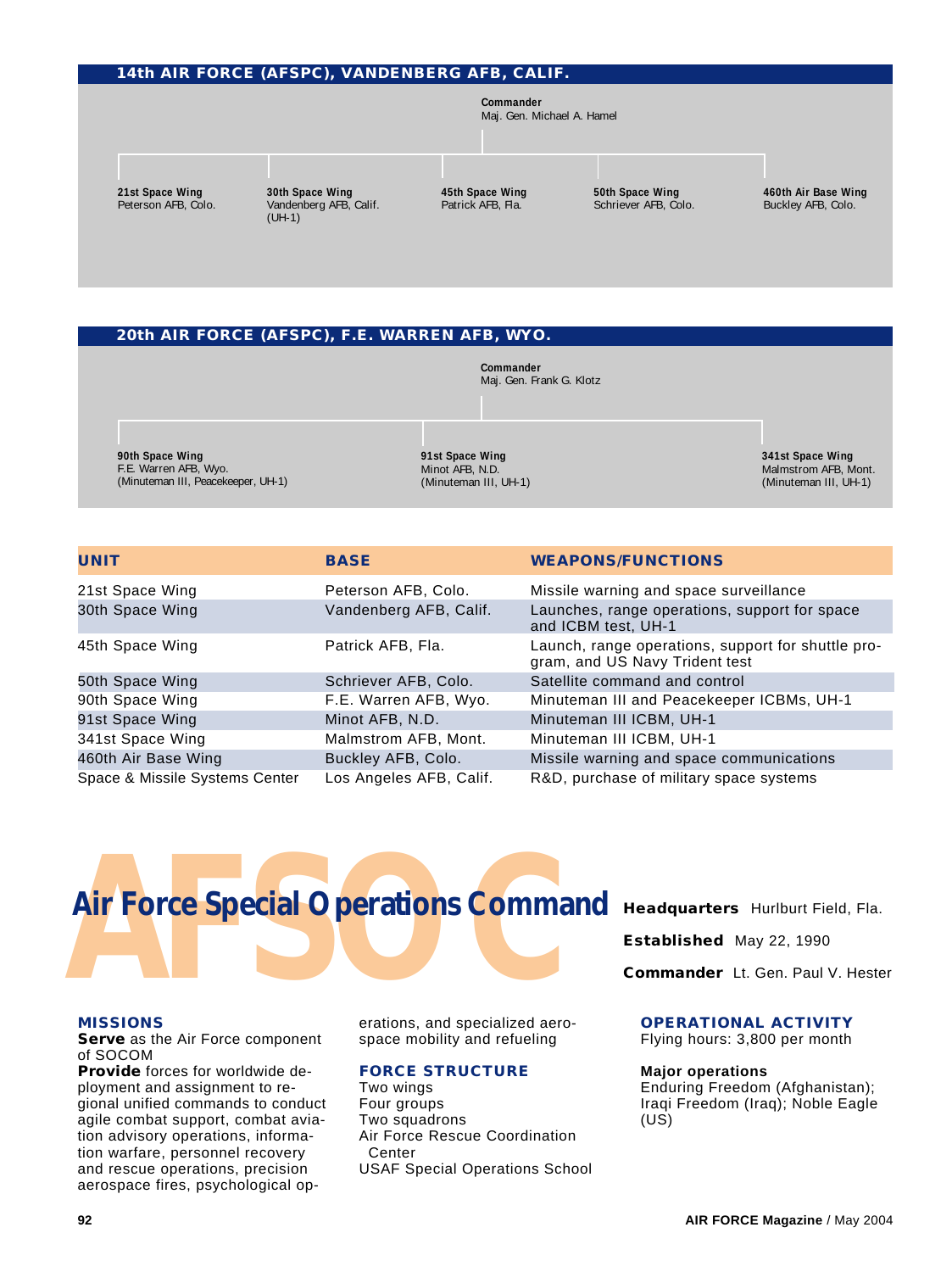## 14th AIR FORCE (AFSPC), VANDENBERG AFB, CALIF.

**Commander**
Maj. Gen. Michael A. Hamel

- **21st Space Wing** — Peterson AFB, Colo.
- **30th Space Wing** — Vandenberg AFB, Calif. (UH-1)
- **45th Space Wing** — Patrick AFB, Fla.
- **50th Space Wing** — Schriever AFB, Colo.
- **460th Air Base Wing** — Buckley AFB, Colo.

## 20th AIR FORCE (AFSPC), F.E. WARREN AFB, WYO.

**Commander**
Maj. Gen. Frank G. Klotz

- **90th Space Wing** — F.E. Warren AFB, Wyo. (Minuteman III, Peacekeeper, UH-1)
- **91st Space Wing** — Minot AFB, N.D. (Minuteman III, UH-1)
- **341st Space Wing** — Malmstrom AFB, Mont. (Minuteman III, UH-1)

| UNIT | BASE | WEAPONS/FUNCTIONS |
|---|---|---|
| 21st Space Wing | Peterson AFB, Colo. | Missile warning and space surveillance |
| 30th Space Wing | Vandenberg AFB, Calif. | Launches, range operations, support for space and ICBM test, UH-1 |
| 45th Space Wing | Patrick AFB, Fla. | Launch, range operations, support for shuttle program, and US Navy Trident test |
| 50th Space Wing | Schriever AFB, Colo. | Satellite command and control |
| 90th Space Wing | F.E. Warren AFB, Wyo. | Minuteman III and Peacekeeper ICBMs, UH-1 |
| 91st Space Wing | Minot AFB, N.D. | Minuteman III ICBM, UH-1 |
| 341st Space Wing | Malmstrom AFB, Mont. | Minuteman III ICBM, UH-1 |
| 460th Air Base Wing | Buckley AFB, Colo. | Missile warning and space communications |
| Space & Missile Systems Center | Los Angeles AFB, Calif. | R&D, purchase of military space systems |

# AFSOC

# Air Force Special Operations Command

**Headquarters** Hurlburt Field, Fla.

**Established** May 22, 1990

**Commander** Lt. Gen. Paul V. Hester

### MISSIONS

**Serve** as the Air Force component of SOCOM

**Provide** forces for worldwide deployment and assignment to regional unified commands to conduct agile combat support, combat aviation advisory operations, information warfare, personnel recovery and rescue operations, precision aerospace fires, psychological operations, and specialized aerospace mobility and refueling

### FORCE STRUCTURE

Two wings
Four groups
Two squadrons
Air Force Rescue Coordination Center
USAF Special Operations School

### OPERATIONAL ACTIVITY

Flying hours: 3,800 per month

**Major operations**
Enduring Freedom (Afghanistan); Iraqi Freedom (Iraq); Noble Eagle (US)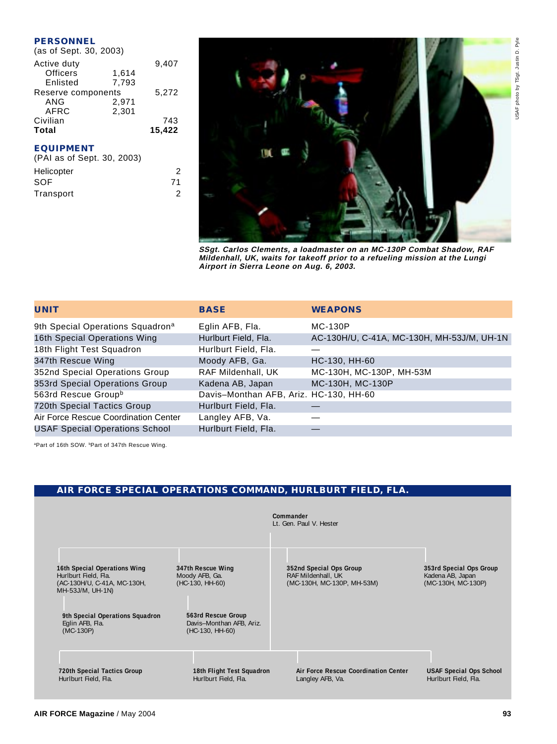## PERSONNEL

(as of Sept. 30, 2003)

| | | |
|---|---|---|
| Active duty | | 9,407 |
| Officers | 1,614 | |
| Enlisted | 7,793 | |
| Reserve components | | 5,272 |
| ANG | 2,971 | |
| AFRC | 2,301 | |
| Civilian | | 743 |
| **Total** | | **15,422** |

## EQUIPMENT

(PAI as of Sept. 30, 2003)

| | |
|---|---|
| Helicopter | 2 |
| SOF | 71 |
| Transport | 2 |

USAF photo by TSgt. Justin D. Pyle

***SSgt. Carlos Clements, a loadmaster on an MC-130P Combat Shadow, RAF Mildenhall, UK, waits for takeoff prior to a refueling mission at the Lungi Airport in Sierra Leone on Aug. 6, 2003.***

| UNIT | BASE | WEAPONS |
|---|---|---|
| 9th Special Operations Squadron[a] | Eglin AFB, Fla. | MC-130P |
| 16th Special Operations Wing | Hurlburt Field, Fla. | AC-130H/U, C-41A, MC-130H, MH-53J/M, UH-1N |
| 18th Flight Test Squadron | Hurlburt Field, Fla. | — |
| 347th Rescue Wing | Moody AFB, Ga. | HC-130, HH-60 |
| 352nd Special Operations Group | RAF Mildenhall, UK | MC-130H, MC-130P, MH-53M |
| 353rd Special Operations Group | Kadena AB, Japan | MC-130H, MC-130P |
| 563rd Rescue Group[b] | Davis–Monthan AFB, Ariz. | HC-130, HH-60 |
| 720th Special Tactics Group | Hurlburt Field, Fla. | — |
| Air Force Rescue Coordination Center | Langley AFB, Va. | — |
| USAF Special Operations School | Hurlburt Field, Fla. | — |

[a]Part of 16th SOW. [b]Part of 347th Rescue Wing.

## AIR FORCE SPECIAL OPERATIONS COMMAND, HURLBURT FIELD, FLA.

**Commander**
Lt. Gen. Paul V. Hester

**16th Special Operations Wing**
Hurlburt Field, Fla.
(AC-130H/U, C-41A, MC-130H, MH-53J/M, UH-1N)

- **9th Special Operations Squadron**
  Eglin AFB, Fla.
  (MC-130P)

**347th Rescue Wing**
Moody AFB, Ga.
(HC-130, HH-60)

- **563rd Rescue Group**
  Davis–Monthan AFB, Ariz.
  (HC-130, HH-60)

**352nd Special Ops Group**
RAF Mildenhall, UK
(MC-130H, MC-130P, MH-53M)

**353rd Special Ops Group**
Kadena AB, Japan
(MC-130H, MC-130P)

**720th Special Tactics Group**
Hurlburt Field, Fla.

**18th Flight Test Squadron**
Hurlburt Field, Fla.

**Air Force Rescue Coordination Center**
Langley AFB, Va.

**USAF Special Ops School**
Hurlburt Field, Fla.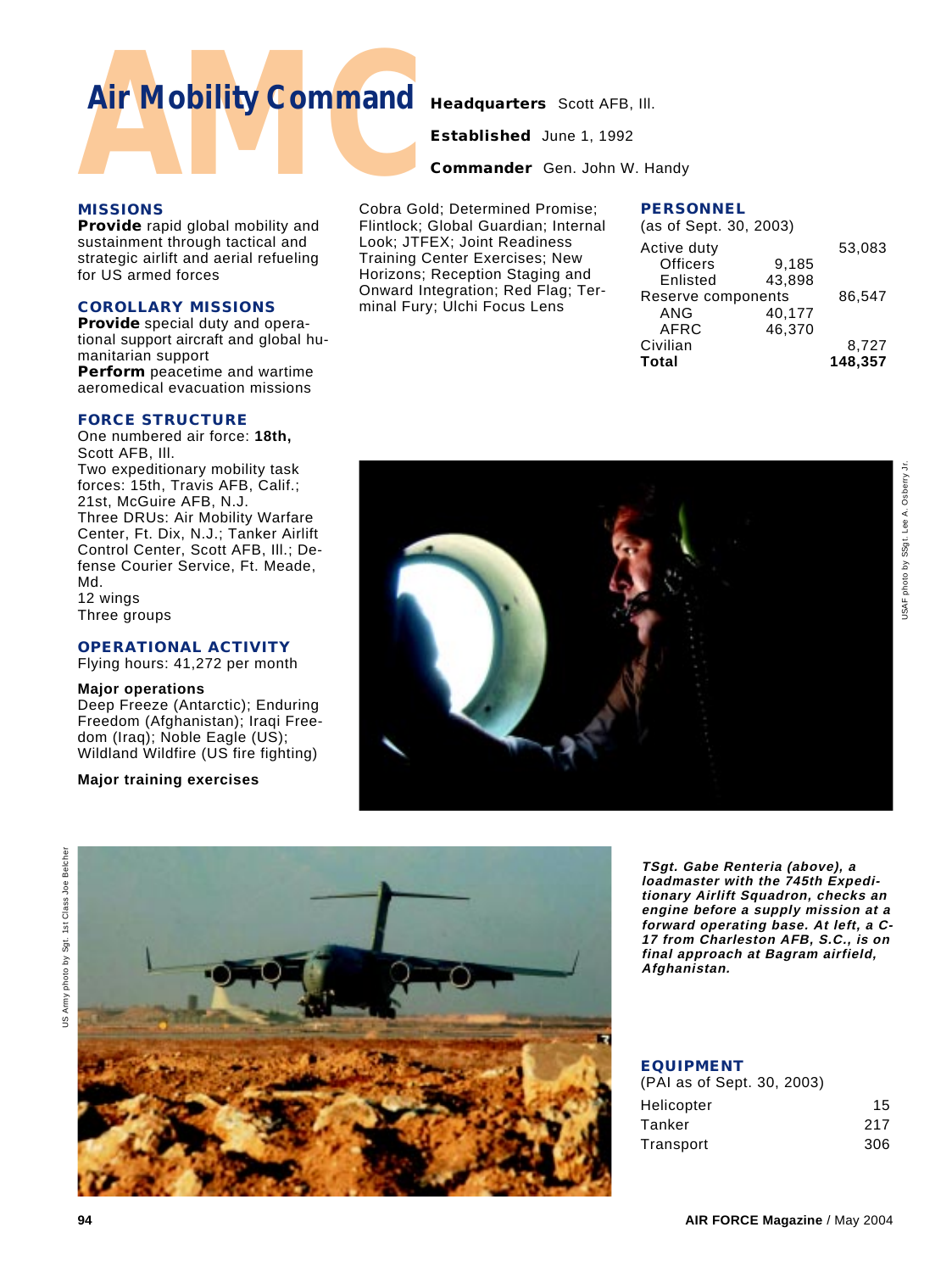# Air Mobility Command

**Headquarters** Scott AFB, Ill.

**Established** June 1, 1992

**Commander** Gen. John W. Handy

## MISSIONS

**Provide** rapid global mobility and sustainment through tactical and strategic airlift and aerial refueling for US armed forces

## COROLLARY MISSIONS

**Provide** special duty and operational support aircraft and global humanitarian support

**Perform** peacetime and wartime aeromedical evacuation missions

## FORCE STRUCTURE

One numbered air force: **18th,** Scott AFB, Ill.

Two expeditionary mobility task forces: 15th, Travis AFB, Calif.; 21st, McGuire AFB, N.J.

Three DRUs: Air Mobility Warfare Center, Ft. Dix, N.J.; Tanker Airlift Control Center, Scott AFB, Ill.; Defense Courier Service, Ft. Meade, Md.

12 wings

Three groups

## OPERATIONAL ACTIVITY

Flying hours: 41,272 per month

**Major operations**

Deep Freeze (Antarctic); Enduring Freedom (Afghanistan); Iraqi Freedom (Iraq); Noble Eagle (US); Wildland Wildfire (US fire fighting)

**Major training exercises**

Cobra Gold; Determined Promise; Flintlock; Global Guardian; Internal Look; JTFEX; Joint Readiness Training Center Exercises; New Horizons; Reception Staging and Onward Integration; Red Flag; Terminal Fury; Ulchi Focus Lens

## PERSONNEL

(as of Sept. 30, 2003)

| | | |
|---|---|---|
| Active duty | | 53,083 |
| Officers | 9,185 | |
| Enlisted | 43,898 | |
| Reserve components | | 86,547 |
| ANG | 40,177 | |
| AFRC | 46,370 | |
| Civilian | | 8,727 |
| **Total** | | **148,357** |

*TSgt. Gabe Renteria (above), a loadmaster with the 745th Expeditionary Airlift Squadron, checks an engine before a supply mission at a forward operating base. At left, a C-17 from Charleston AFB, S.C., is on final approach at Bagram airfield, Afghanistan.*

USAF photo by SSgt. Lee A. Osberry Jr.

US Army photo by Sgt. 1st Class Joe Belcher

## EQUIPMENT

(PAI as of Sept. 30, 2003)

| | |
|---|---|
| Helicopter | 15 |
| Tanker | 217 |
| Transport | 306 |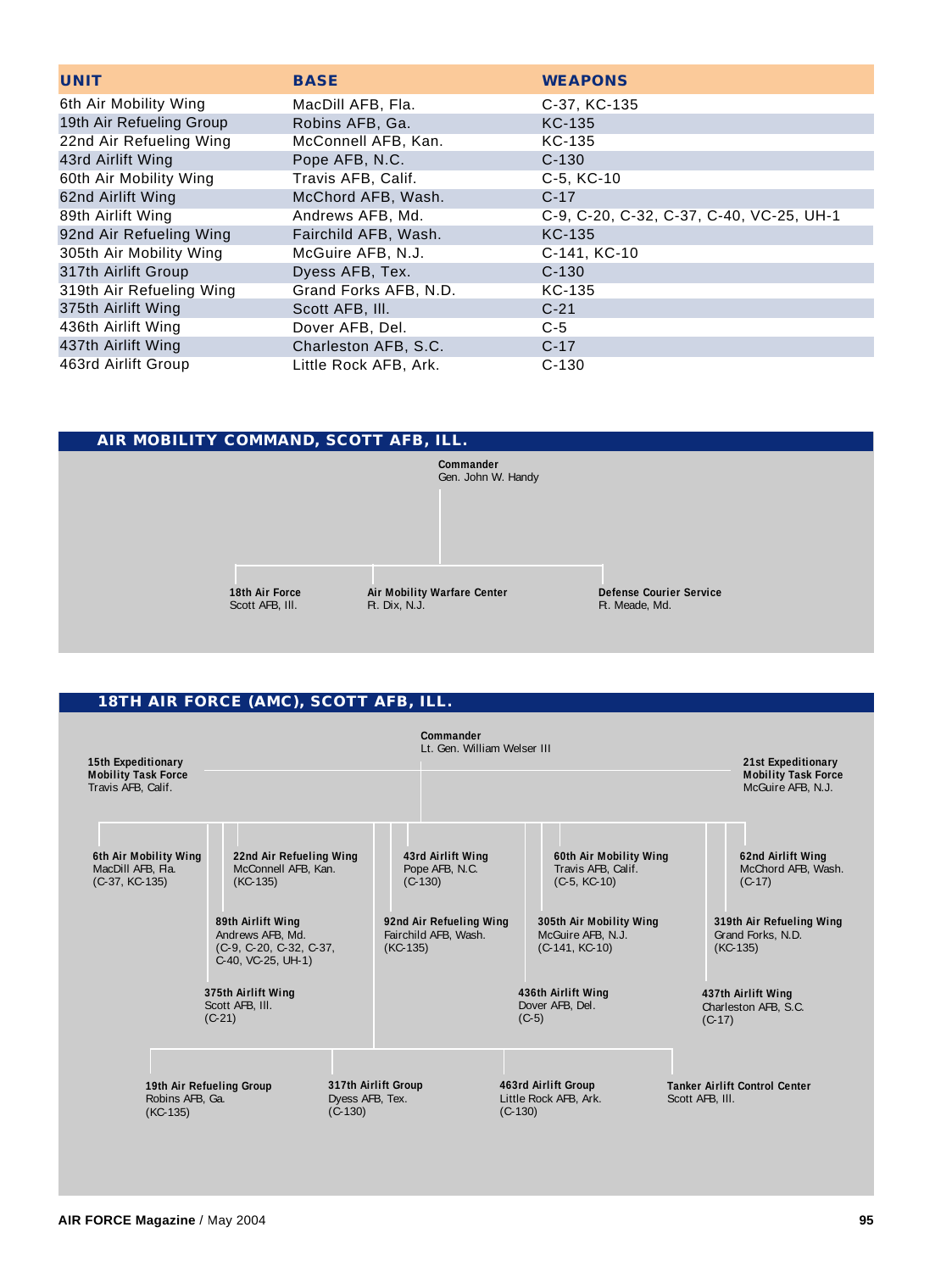| UNIT | BASE | WEAPONS |
|---|---|---|
| 6th Air Mobility Wing | MacDill AFB, Fla. | C-37, KC-135 |
| 19th Air Refueling Group | Robins AFB, Ga. | KC-135 |
| 22nd Air Refueling Wing | McConnell AFB, Kan. | KC-135 |
| 43rd Airlift Wing | Pope AFB, N.C. | C-130 |
| 60th Air Mobility Wing | Travis AFB, Calif. | C-5, KC-10 |
| 62nd Airlift Wing | McChord AFB, Wash. | C-17 |
| 89th Airlift Wing | Andrews AFB, Md. | C-9, C-20, C-32, C-37, C-40, VC-25, UH-1 |
| 92nd Air Refueling Wing | Fairchild AFB, Wash. | KC-135 |
| 305th Air Mobility Wing | McGuire AFB, N.J. | C-141, KC-10 |
| 317th Airlift Group | Dyess AFB, Tex. | C-130 |
| 319th Air Refueling Wing | Grand Forks AFB, N.D. | KC-135 |
| 375th Airlift Wing | Scott AFB, Ill. | C-21 |
| 436th Airlift Wing | Dover AFB, Del. | C-5 |
| 437th Airlift Wing | Charleston AFB, S.C. | C-17 |
| 463rd Airlift Group | Little Rock AFB, Ark. | C-130 |

## AIR MOBILITY COMMAND, SCOTT AFB, ILL.

**Commander**
Gen. John W. Handy

**18th Air Force**
Scott AFB, Ill.

**Air Mobility Warfare Center**
Ft. Dix, N.J.

**Defense Courier Service**
Ft. Meade, Md.

## 18TH AIR FORCE (AMC), SCOTT AFB, ILL.

**Commander**
Lt. Gen. William Welser III

**15th Expeditionary Mobility Task Force**
Travis AFB, Calif.

**21st Expeditionary Mobility Task Force**
McGuire AFB, N.J.

**6th Air Mobility Wing**
MacDill AFB, Fla.
(C-37, KC-135)

**22nd Air Refueling Wing**
McConnell AFB, Kan.
(KC-135)

**89th Airlift Wing**
Andrews AFB, Md.
(C-9, C-20, C-32, C-37, C-40, VC-25, UH-1)

**375th Airlift Wing**
Scott AFB, Ill.
(C-21)

**43rd Airlift Wing**
Pope AFB, N.C.
(C-130)

**92nd Air Refueling Wing**
Fairchild AFB, Wash.
(KC-135)

**60th Air Mobility Wing**
Travis AFB, Calif.
(C-5, KC-10)

**305th Air Mobility Wing**
McGuire AFB, N.J.
(C-141, KC-10)

**436th Airlift Wing**
Dover AFB, Del.
(C-5)

**62nd Airlift Wing**
McChord AFB, Wash.
(C-17)

**319th Air Refueling Wing**
Grand Forks, N.D.
(KC-135)

**437th Airlift Wing**
Charleston AFB, S.C.
(C-17)

**19th Air Refueling Group**
Robins AFB, Ga.
(KC-135)

**317th Airlift Group**
Dyess AFB, Tex.
(C-130)

**463rd Airlift Group**
Little Rock AFB, Ark.
(C-130)

**Tanker Airlift Control Center**
Scott AFB, Ill.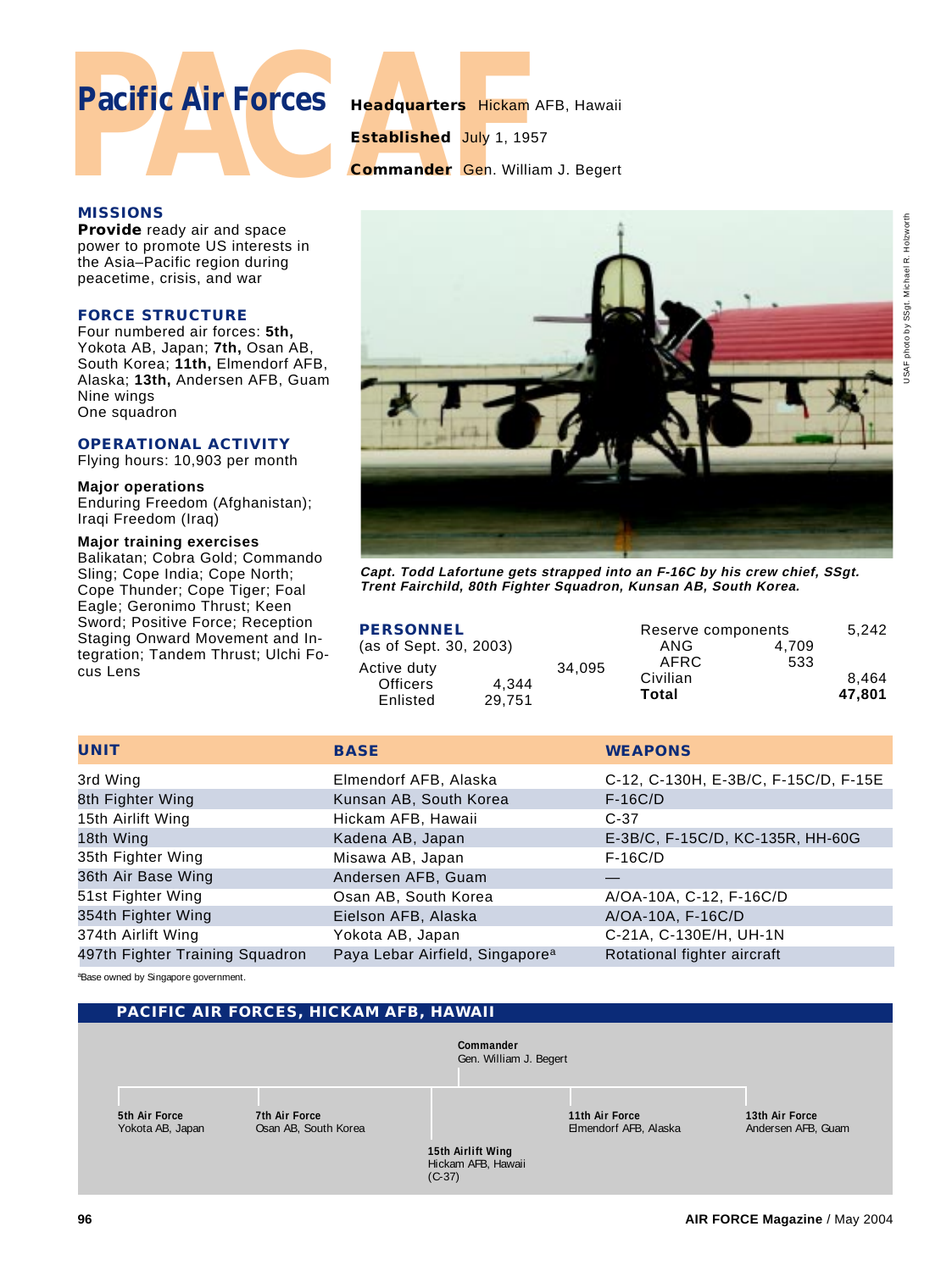# Pacific Air Forces

**Headquarters** Hickam AFB, Hawaii

**Established** July 1, 1957

**Commander** Gen. William J. Begert

## MISSIONS

**Provide** ready air and space power to promote US interests in the Asia–Pacific region during peacetime, crisis, and war

## FORCE STRUCTURE

Four numbered air forces: **5th,** Yokota AB, Japan; **7th,** Osan AB, South Korea; **11th,** Elmendorf AFB, Alaska; **13th,** Andersen AFB, Guam
Nine wings
One squadron

## OPERATIONAL ACTIVITY

Flying hours: 10,903 per month

**Major operations**
Enduring Freedom (Afghanistan); Iraqi Freedom (Iraq)

**Major training exercises**
Balikatan; Cobra Gold; Commando Sling; Cope India; Cope North; Cope Thunder; Cope Tiger; Foal Eagle; Geronimo Thrust; Keen Sword; Positive Force; Reception Staging Onward Movement and Integration; Tandem Thrust; Ulchi Focus Lens

USAF photo by SSgt. Michael R. Holzworth

***Capt. Todd Lafortune gets strapped into an F-16C by his crew chief, SSgt. Trent Fairchild, 80th Fighter Squadron, Kunsan AB, South Korea.***

## PERSONNEL

(as of Sept. 30, 2003)

| | | |
|---|---|---|
| Active duty | | 34,095 |
| Officers | 4,344 | |
| Enlisted | 29,751 | |
| Reserve components | | 5,242 |
| ANG | 4,709 | |
| AFRC | 533 | |
| Civilian | | 8,464 |
| **Total** | | **47,801** |

| UNIT | BASE | WEAPONS |
|---|---|---|
| 3rd Wing | Elmendorf AFB, Alaska | C-12, C-130H, E-3B/C, F-15C/D, F-15E |
| 8th Fighter Wing | Kunsan AB, South Korea | F-16C/D |
| 15th Airlift Wing | Hickam AFB, Hawaii | C-37 |
| 18th Wing | Kadena AB, Japan | E-3B/C, F-15C/D, KC-135R, HH-60G |
| 35th Fighter Wing | Misawa AB, Japan | F-16C/D |
| 36th Air Base Wing | Andersen AFB, Guam | — |
| 51st Fighter Wing | Osan AB, South Korea | A/OA-10A, C-12, F-16C/D |
| 354th Fighter Wing | Eielson AFB, Alaska | A/OA-10A, F-16C/D |
| 374th Airlift Wing | Yokota AB, Japan | C-21A, C-130E/H, UH-1N |
| 497th Fighter Training Squadron | Paya Lebar Airfield, Singapore[a] | Rotational fighter aircraft |

[a]Base owned by Singapore government.

## PACIFIC AIR FORCES, HICKAM AFB, HAWAII

**Commander**
Gen. William J. Begert

- **5th Air Force** — Yokota AB, Japan
- **7th Air Force** — Osan AB, South Korea
- **15th Airlift Wing** — Hickam AFB, Hawaii (C-37)
- **11th Air Force** — Elmendorf AFB, Alaska
- **13th Air Force** — Andersen AFB, Guam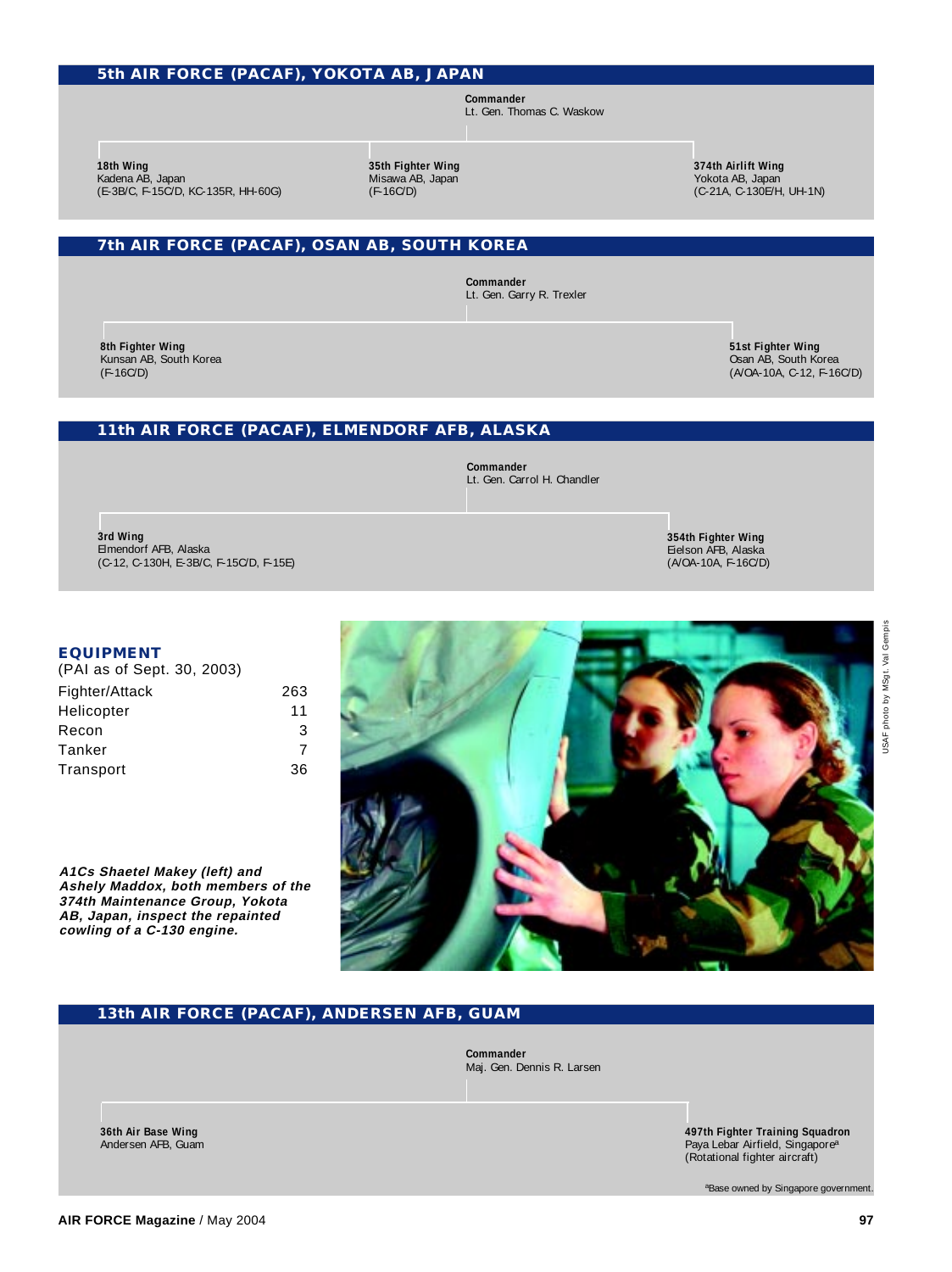## 5th AIR FORCE (PACAF), YOKOTA AB, JAPAN

**Commander**
Lt. Gen. Thomas C. Waskow

**18th Wing**
Kadena AB, Japan
(E-3B/C, F-15C/D, KC-135R, HH-60G)

**35th Fighter Wing**
Misawa AB, Japan
(F-16C/D)

**374th Airlift Wing**
Yokota AB, Japan
(C-21A, C-130E/H, UH-1N)

## 7th AIR FORCE (PACAF), OSAN AB, SOUTH KOREA

**Commander**
Lt. Gen. Garry R. Trexler

**8th Fighter Wing**
Kunsan AB, South Korea
(F-16C/D)

**51st Fighter Wing**
Osan AB, South Korea
(A/OA-10A, C-12, F-16C/D)

## 11th AIR FORCE (PACAF), ELMENDORF AFB, ALASKA

**Commander**
Lt. Gen. Carrol H. Chandler

**3rd Wing**
Elmendorf AFB, Alaska
(C-12, C-130H, E-3B/C, F-15C/D, F-15E)

**354th Fighter Wing**
Eielson AFB, Alaska
(A/OA-10A, F-16C/D)

## EQUIPMENT

(PAI as of Sept. 30, 2003)

| | |
|---|---|
| Fighter/Attack | 263 |
| Helicopter | 11 |
| Recon | 3 |
| Tanker | 7 |
| Transport | 36 |

USAF photo by MSgt. Val Gempis

***A1Cs Shaetel Makey (left) and Ashely Maddox, both members of the 374th Maintenance Group, Yokota AB, Japan, inspect the repainted cowling of a C-130 engine.***

## 13th AIR FORCE (PACAF), ANDERSEN AFB, GUAM

**Commander**
Maj. Gen. Dennis R. Larsen

**36th Air Base Wing**
Andersen AFB, Guam

**497th Fighter Training Squadron**
Paya Lebar Airfield, Singapore[a]
(Rotational fighter aircraft)

[a]Base owned by Singapore government.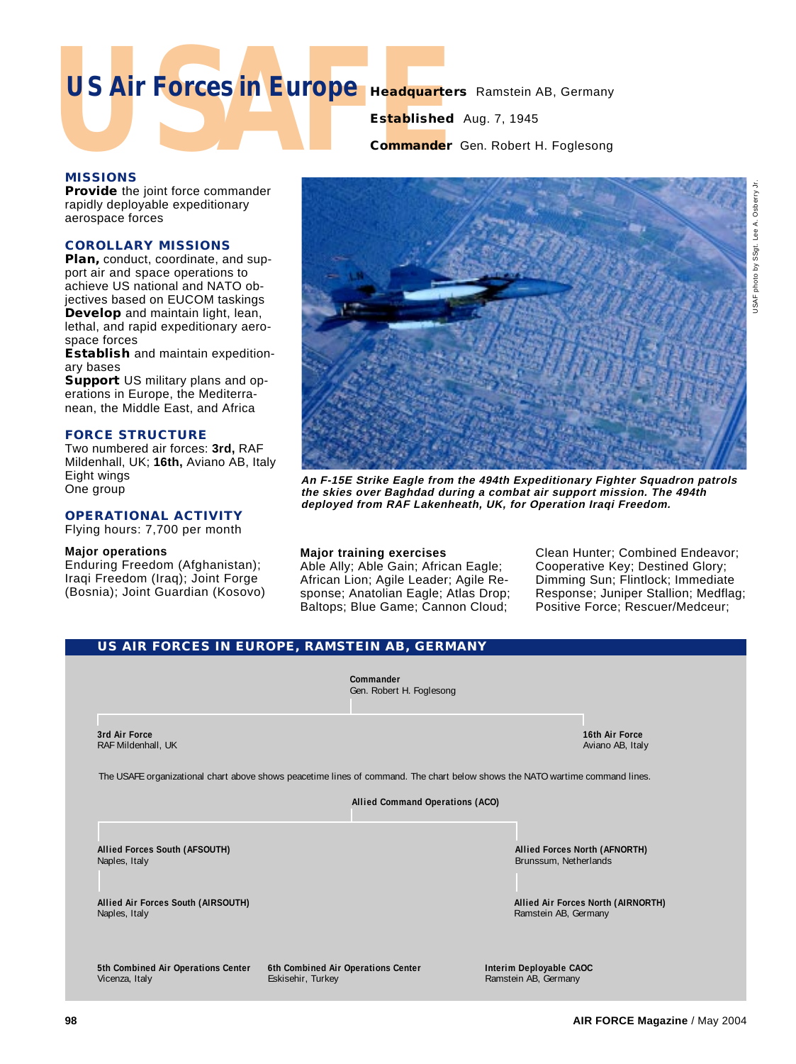# US Air Forces in Europe

**Headquarters** Ramstein AB, Germany

**Established** Aug. 7, 1945

**Commander** Gen. Robert H. Foglesong

## MISSIONS

**Provide** the joint force commander rapidly deployable expeditionary aerospace forces

## COROLLARY MISSIONS

**Plan,** conduct, coordinate, and support air and space operations to achieve US national and NATO objectives based on EUCOM taskings

**Develop** and maintain light, lean, lethal, and rapid expeditionary aerospace forces

**Establish** and maintain expeditionary bases

**Support** US military plans and operations in Europe, the Mediterranean, the Middle East, and Africa

## FORCE STRUCTURE

Two numbered air forces: **3rd,** RAF Mildenhall, UK; **16th,** Aviano AB, Italy

Eight wings

One group

## OPERATIONAL ACTIVITY

Flying hours: 7,700 per month

### Major operations

Enduring Freedom (Afghanistan); Iraqi Freedom (Iraq); Joint Forge (Bosnia); Joint Guardian (Kosovo)

USAF photo by SSgt. Lee A. Osberry Jr.

***An F-15E Strike Eagle from the 494th Expeditionary Fighter Squadron patrols the skies over Baghdad during a combat air support mission. The 494th deployed from RAF Lakenheath, UK, for Operation Iraqi Freedom.***

### Major training exercises

Able Ally; Able Gain; African Eagle; African Lion; Agile Leader; Agile Response; Anatolian Eagle; Atlas Drop; Baltops; Blue Game; Cannon Cloud; Clean Hunter; Combined Endeavor; Cooperative Key; Destined Glory; Dimming Sun; Flintlock; Immediate Response; Juniper Stallion; Medflag; Positive Force; Rescuer/Medceur;

## US AIR FORCES IN EUROPE, RAMSTEIN AB, GERMANY

**Commander**
Gen. Robert H. Foglesong

- **3rd Air Force** — RAF Mildenhall, UK
- **16th Air Force** — Aviano AB, Italy

The USAFE organizational chart above shows peacetime lines of command. The chart below shows the NATO wartime command lines.

**Allied Command Operations (ACO)**

- **Allied Forces South (AFSOUTH)** — Naples, Italy
  - **Allied Air Forces South (AIRSOUTH)** — Naples, Italy
- **Allied Forces North (AFNORTH)** — Brunssum, Netherlands
  - **Allied Air Forces North (AIRNORTH)** — Ramstein AB, Germany

**5th Combined Air Operations Center** — Vicenza, Italy

**6th Combined Air Operations Center** — Eskisehir, Turkey

**Interim Deployable CAOC** — Ramstein AB, Germany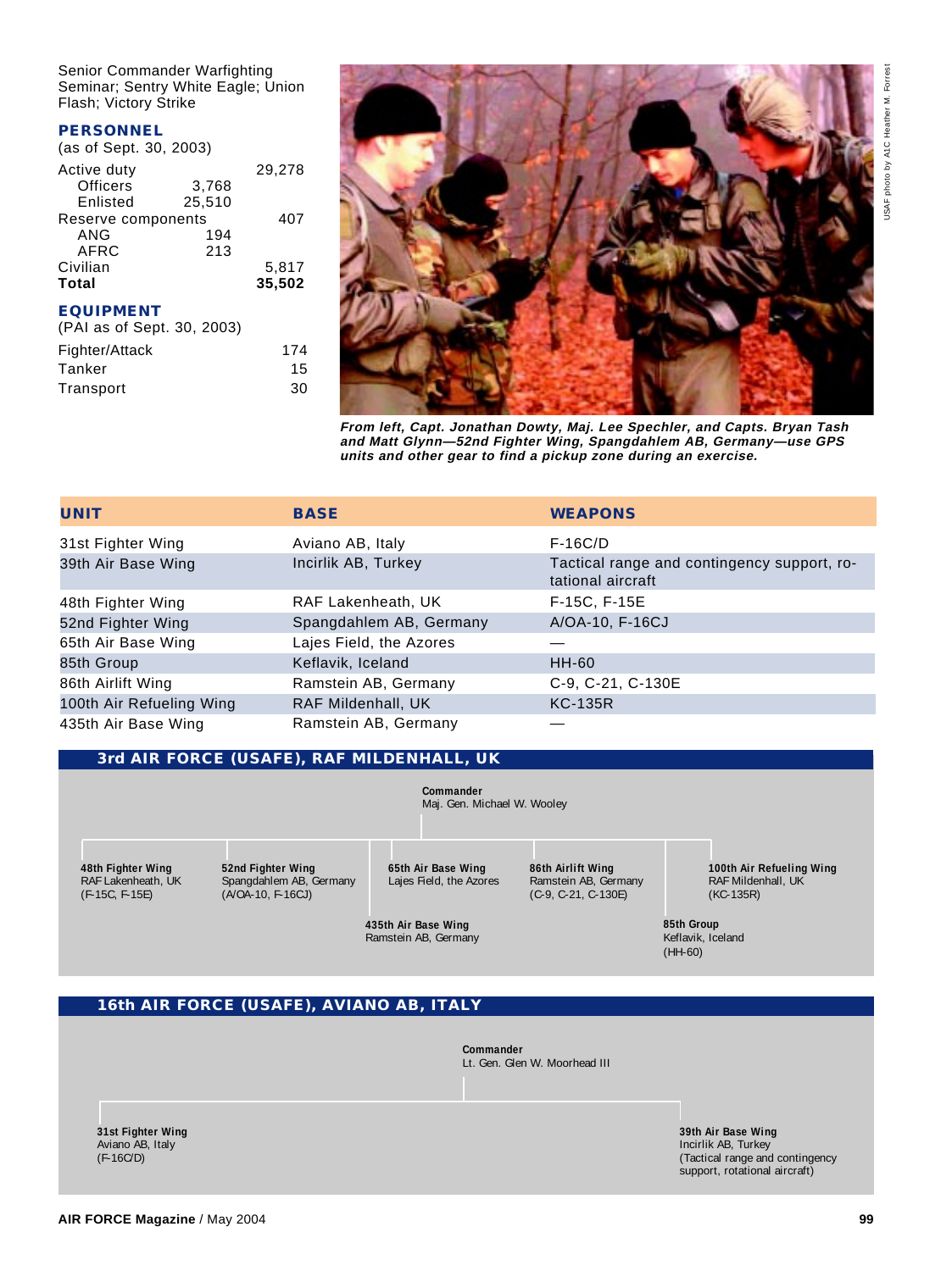Senior Commander Warfighting Seminar; Sentry White Eagle; Union Flash; Victory Strike

## PERSONNEL

(as of Sept. 30, 2003)

| | | |
|---|---|---|
| Active duty | | 29,278 |
| Officers | 3,768 | |
| Enlisted | 25,510 | |
| Reserve components | | 407 |
| ANG | 194 | |
| AFRC | 213 | |
| Civilian | | 5,817 |
| **Total** | | **35,502** |

## EQUIPMENT

(PAI as of Sept. 30, 2003)

| | |
|---|---|
| Fighter/Attack | 174 |
| Tanker | 15 |
| Transport | 30 |

USAF photo by A1C Heather M. Forrest

***From left, Capt. Jonathan Dowty, Maj. Lee Spechler, and Capts. Bryan Tash and Matt Glynn—52nd Fighter Wing, Spangdahlem AB, Germany—use GPS units and other gear to find a pickup zone during an exercise.***

| UNIT | BASE | WEAPONS |
|---|---|---|
| 31st Fighter Wing | Aviano AB, Italy | F-16C/D |
| 39th Air Base Wing | Incirlik AB, Turkey | Tactical range and contingency support, rotational aircraft |
| 48th Fighter Wing | RAF Lakenheath, UK | F-15C, F-15E |
| 52nd Fighter Wing | Spangdahlem AB, Germany | A/OA-10, F-16CJ |
| 65th Air Base Wing | Lajes Field, the Azores | — |
| 85th Group | Keflavik, Iceland | HH-60 |
| 86th Airlift Wing | Ramstein AB, Germany | C-9, C-21, C-130E |
| 100th Air Refueling Wing | RAF Mildenhall, UK | KC-135R |
| 435th Air Base Wing | Ramstein AB, Germany | — |

## 3rd AIR FORCE (USAFE), RAF MILDENHALL, UK

**Commander**
Maj. Gen. Michael W. Wooley

**48th Fighter Wing**
RAF Lakenheath, UK
(F-15C, F-15E)

**52nd Fighter Wing**
Spangdahlem AB, Germany
(A/OA-10, F-16CJ)

**65th Air Base Wing**
Lajes Field, the Azores

**86th Airlift Wing**
Ramstein AB, Germany
(C-9, C-21, C-130E)

**100th Air Refueling Wing**
RAF Mildenhall, UK
(KC-135R)

**435th Air Base Wing**
Ramstein AB, Germany

**85th Group**
Keflavik, Iceland
(HH-60)

## 16th AIR FORCE (USAFE), AVIANO AB, ITALY

**Commander**
Lt. Gen. Glen W. Moorhead III

**31st Fighter Wing**
Aviano AB, Italy
(F-16C/D)

**39th Air Base Wing**
Incirlik AB, Turkey
(Tactical range and contingency support, rotational aircraft)